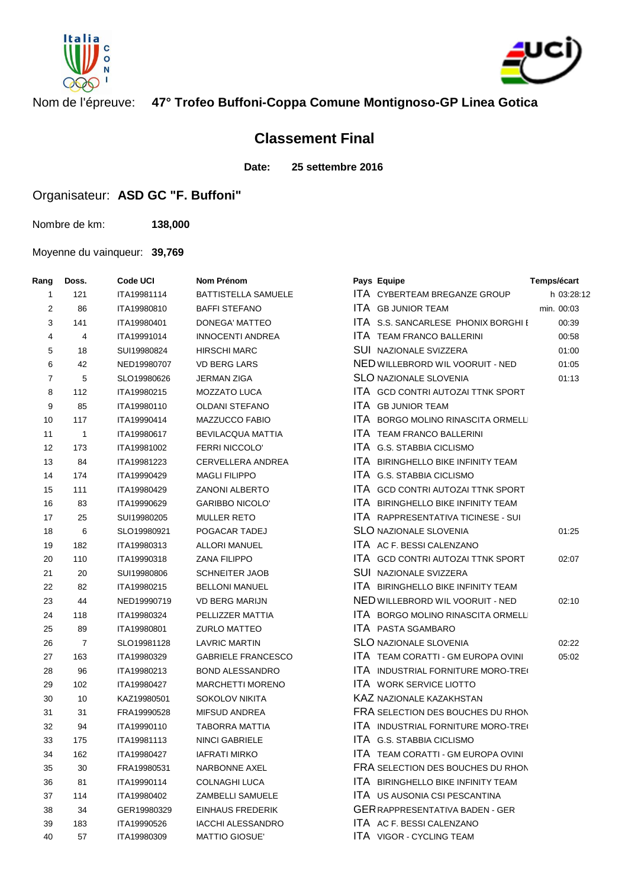Nom de l'épreuve: **47° Trofeo Buffoni-Coppa Comune Montignoso-GP Linea Gotica**

## Classement Final

**Date:** **25 settembre 2016**

Organisateur: **ASD GC "F. Buffoni"**

Nombre de km: **138,000**

Moyenne du vainqueur: **39,769**

| Rang | Doss. | Code UCI | Nom Prénom | Pays | Equipe | Temps/écart |
|---|---|---|---|---|---|---|
| 1 | 121 | ITA19981114 | BATTISTELLA SAMUELE | ITA | CYBERTEAM BREGANZE GROUP | h 03:28:12 |
| 2 | 86 | ITA19980810 | BAFFI STEFANO | ITA | GB JUNIOR TEAM | min. 00:03 |
| 3 | 141 | ITA19980401 | DONEGA' MATTEO | ITA | S.S. SANCARLESE PHONIX BORGHI E | 00:39 |
| 4 | 4 | ITA19991014 | INNOCENTI ANDREA | ITA | TEAM FRANCO BALLERINI | 00:58 |
| 5 | 18 | SUI19980824 | HIRSCHI MARC | SUI | NAZIONALE SVIZZERA | 01:00 |
| 6 | 42 | NED19980707 | VD BERG LARS | NED | WILLEBRORD WIL VOORUIT - NED | 01:05 |
| 7 | 5 | SLO19980626 | JERMAN ZIGA | SLO | NAZIONALE SLOVENIA | 01:13 |
| 8 | 112 | ITA19980215 | MOZZATO LUCA | ITA | GCD CONTRI AUTOZAI TTNK SPORT | |
| 9 | 85 | ITA19980110 | OLDANI STEFANO | ITA | GB JUNIOR TEAM | |
| 10 | 117 | ITA19990414 | MAZZUCCO FABIO | ITA | BORGO MOLINO RINASCITA ORMELLI | |
| 11 | 1 | ITA19980617 | BEVILACQUA MATTIA | ITA | TEAM FRANCO BALLERINI | |
| 12 | 173 | ITA19981002 | FERRI NICCOLO' | ITA | G.S. STABBIA CICLISMO | |
| 13 | 84 | ITA19981223 | CERVELLERA ANDREA | ITA | BIRINGHELLO BIKE INFINITY TEAM | |
| 14 | 174 | ITA19990429 | MAGLI FILIPPO | ITA | G.S. STABBIA CICLISMO | |
| 15 | 111 | ITA19980429 | ZANONI ALBERTO | ITA | GCD CONTRI AUTOZAI TTNK SPORT | |
| 16 | 83 | ITA19990629 | GARIBBO NICOLO' | ITA | BIRINGHELLO BIKE INFINITY TEAM | |
| 17 | 25 | SUI19980205 | MULLER RETO | ITA | RAPPRESENTATIVA TICINESE - SUI | |
| 18 | 6 | SLO19980921 | POGACAR TADEJ | SLO | NAZIONALE SLOVENIA | 01:25 |
| 19 | 182 | ITA19980313 | ALLORI MANUEL | ITA | AC F. BESSI CALENZANO | |
| 20 | 110 | ITA19990318 | ZANA FILIPPO | ITA | GCD CONTRI AUTOZAI TTNK SPORT | 02:07 |
| 21 | 20 | SUI19980806 | SCHNEITER JAOB | SUI | NAZIONALE SVIZZERA | |
| 22 | 82 | ITA19980215 | BELLONI MANUEL | ITA | BIRINGHELLO BIKE INFINITY TEAM | |
| 23 | 44 | NED19990719 | VD BERG MARIJN | NED | WILLEBRORD WIL VOORUIT - NED | 02:10 |
| 24 | 118 | ITA19980324 | PELLIZZER MATTIA | ITA | BORGO MOLINO RINASCITA ORMELLI | |
| 25 | 89 | ITA19980801 | ZURLO MATTEO | ITA | PASTA SGAMBARO | |
| 26 | 7 | SLO19981128 | LAVRIC MARTIN | SLO | NAZIONALE SLOVENIA | 02:22 |
| 27 | 163 | ITA19980329 | GABRIELE FRANCESCO | ITA | TEAM CORATTI - GM EUROPA OVINI | 05:02 |
| 28 | 96 | ITA19980213 | BOND ALESSANDRO | ITA | INDUSTRIAL FORNITURE MORO-TRE( | |
| 29 | 102 | ITA19980427 | MARCHETTI MORENO | ITA | WORK SERVICE LIOTTO | |
| 30 | 10 | KAZ19980501 | SOKOLOV NIKITA | KAZ | NAZIONALE KAZAKHSTAN | |
| 31 | 31 | FRA19990528 | MIFSUD ANDREA | FRA | SELECTION DES BOUCHES DU RHON | |
| 32 | 94 | ITA19990110 | TABORRA MATTIA | ITA | INDUSTRIAL FORNITURE MORO-TRE( | |
| 33 | 175 | ITA19981113 | NINCI GABRIELE | ITA | G.S. STABBIA CICLISMO | |
| 34 | 162 | ITA19980427 | IAFRATI MIRKO | ITA | TEAM CORATTI - GM EUROPA OVINI | |
| 35 | 30 | FRA19980531 | NARBONNE AXEL | FRA | SELECTION DES BOUCHES DU RHON | |
| 36 | 81 | ITA19990114 | COLNAGHI LUCA | ITA | BIRINGHELLO BIKE INFINITY TEAM | |
| 37 | 114 | ITA19980402 | ZAMBELLI SAMUELE | ITA | US AUSONIA CSI PESCANTINA | |
| 38 | 34 | GER19980329 | EINHAUS FREDERIK | GER | RAPPRESENTATIVA BADEN - GER | |
| 39 | 183 | ITA19990526 | IACCHI ALESSANDRO | ITA | AC F. BESSI CALENZANO | |
| 40 | 57 | ITA19980309 | MATTIO GIOSUE' | ITA | VIGOR - CYCLING TEAM | |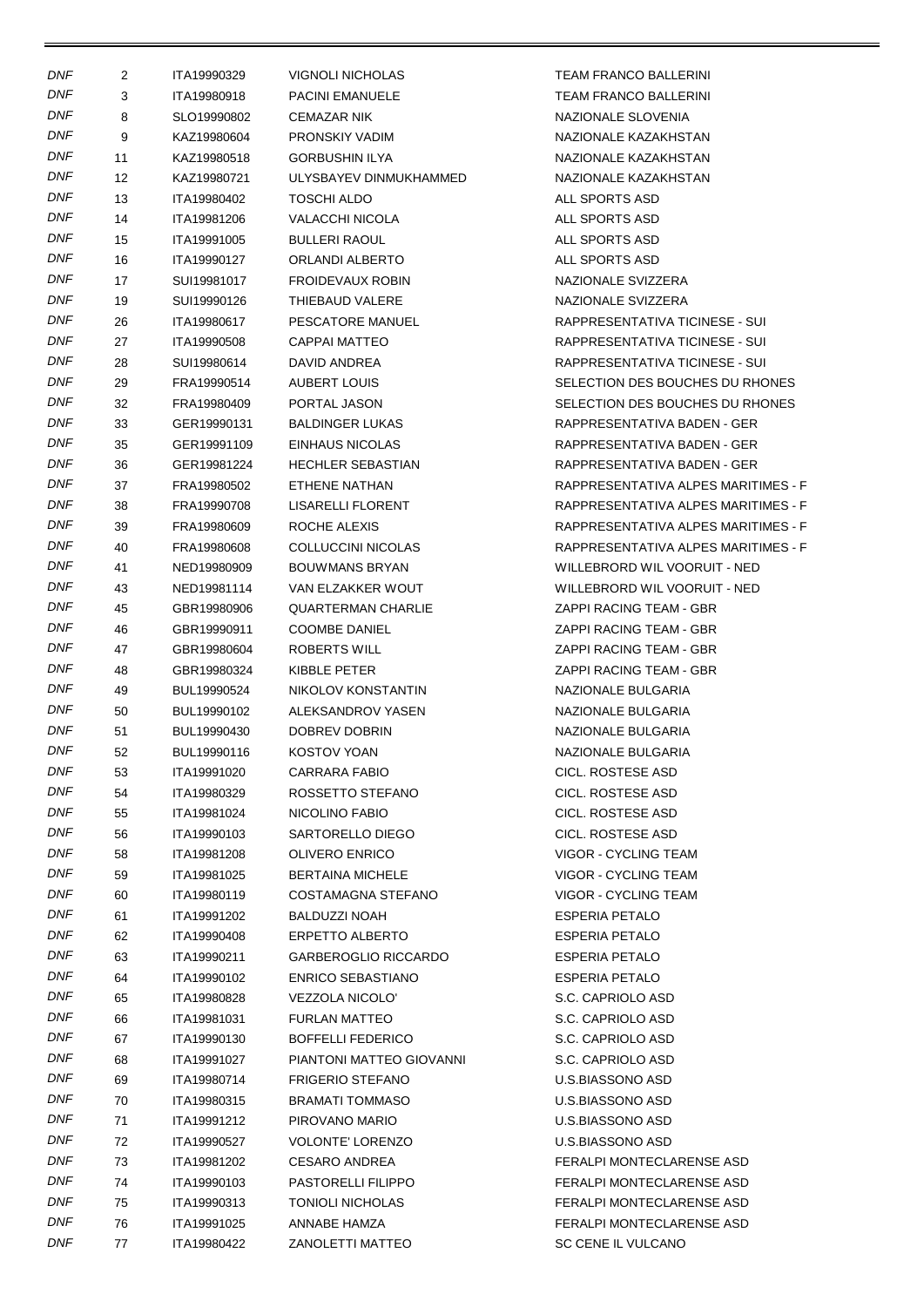| | | | | |
|---|---|---|---|---|
| DNF | 2 | ITA19990329 | VIGNOLI NICHOLAS | TEAM FRANCO BALLERINI |
| DNF | 3 | ITA19980918 | PACINI EMANUELE | TEAM FRANCO BALLERINI |
| DNF | 8 | SLO19990802 | CEMAZAR NIK | NAZIONALE SLOVENIA |
| DNF | 9 | KAZ19980604 | PRONSKIY VADIM | NAZIONALE KAZAKHSTAN |
| DNF | 11 | KAZ19980518 | GORBUSHIN ILYA | NAZIONALE KAZAKHSTAN |
| DNF | 12 | KAZ19980721 | ULYSBAYEV DINMUKHAMMED | NAZIONALE KAZAKHSTAN |
| DNF | 13 | ITA19980402 | TOSCHI ALDO | ALL SPORTS ASD |
| DNF | 14 | ITA19981206 | VALACCHI NICOLA | ALL SPORTS ASD |
| DNF | 15 | ITA19991005 | BULLERI RAOUL | ALL SPORTS ASD |
| DNF | 16 | ITA19990127 | ORLANDI ALBERTO | ALL SPORTS ASD |
| DNF | 17 | SUI19981017 | FROIDEVAUX ROBIN | NAZIONALE SVIZZERA |
| DNF | 19 | SUI19990126 | THIEBAUD VALERE | NAZIONALE SVIZZERA |
| DNF | 26 | ITA19980617 | PESCATORE MANUEL | RAPPRESENTATIVA TICINESE - SUI |
| DNF | 27 | ITA19990508 | CAPPAI MATTEO | RAPPRESENTATIVA TICINESE - SUI |
| DNF | 28 | SUI19980614 | DAVID ANDREA | RAPPRESENTATIVA TICINESE - SUI |
| DNF | 29 | FRA19990514 | AUBERT LOUIS | SELECTION DES BOUCHES DU RHONES |
| DNF | 32 | FRA19980409 | PORTAL JASON | SELECTION DES BOUCHES DU RHONES |
| DNF | 33 | GER19990131 | BALDINGER LUKAS | RAPPRESENTATIVA BADEN - GER |
| DNF | 35 | GER19991109 | EINHAUS NICOLAS | RAPPRESENTATIVA BADEN - GER |
| DNF | 36 | GER19981224 | HECHLER SEBASTIAN | RAPPRESENTATIVA BADEN - GER |
| DNF | 37 | FRA19980502 | ETHENE NATHAN | RAPPRESENTATIVA ALPES MARITIMES - F |
| DNF | 38 | FRA19990708 | LISARELLI FLORENT | RAPPRESENTATIVA ALPES MARITIMES - F |
| DNF | 39 | FRA19980609 | ROCHE ALEXIS | RAPPRESENTATIVA ALPES MARITIMES - F |
| DNF | 40 | FRA19980608 | COLLUCCINI NICOLAS | RAPPRESENTATIVA ALPES MARITIMES - F |
| DNF | 41 | NED19980909 | BOUWMANS BRYAN | WILLEBRORD WIL VOORUIT - NED |
| DNF | 43 | NED19981114 | VAN ELZAKKER WOUT | WILLEBRORD WIL VOORUIT - NED |
| DNF | 45 | GBR19980906 | QUARTERMAN CHARLIE | ZAPPI RACING TEAM - GBR |
| DNF | 46 | GBR19990911 | COOMBE DANIEL | ZAPPI RACING TEAM - GBR |
| DNF | 47 | GBR19980604 | ROBERTS WILL | ZAPPI RACING TEAM - GBR |
| DNF | 48 | GBR19980324 | KIBBLE PETER | ZAPPI RACING TEAM - GBR |
| DNF | 49 | BUL19990524 | NIKOLOV KONSTANTIN | NAZIONALE BULGARIA |
| DNF | 50 | BUL19990102 | ALEKSANDROV YASEN | NAZIONALE BULGARIA |
| DNF | 51 | BUL19990430 | DOBREV DOBRIN | NAZIONALE BULGARIA |
| DNF | 52 | BUL19990116 | KOSTOV YOAN | NAZIONALE BULGARIA |
| DNF | 53 | ITA19991020 | CARRARA FABIO | CICL. ROSTESE ASD |
| DNF | 54 | ITA19980329 | ROSSETTO STEFANO | CICL. ROSTESE ASD |
| DNF | 55 | ITA19981024 | NICOLINO FABIO | CICL. ROSTESE ASD |
| DNF | 56 | ITA19990103 | SARTORELLO DIEGO | CICL. ROSTESE ASD |
| DNF | 58 | ITA19981208 | OLIVERO ENRICO | VIGOR - CYCLING TEAM |
| DNF | 59 | ITA19981025 | BERTAINA MICHELE | VIGOR - CYCLING TEAM |
| DNF | 60 | ITA19980119 | COSTAMAGNA STEFANO | VIGOR - CYCLING TEAM |
| DNF | 61 | ITA19991202 | BALDUZZI NOAH | ESPERIA PETALO |
| DNF | 62 | ITA19990408 | ERPETTO ALBERTO | ESPERIA PETALO |
| DNF | 63 | ITA19990211 | GARBEROGLIO RICCARDO | ESPERIA PETALO |
| DNF | 64 | ITA19990102 | ENRICO SEBASTIANO | ESPERIA PETALO |
| DNF | 65 | ITA19980828 | VEZZOLA NICOLO' | S.C. CAPRIOLO ASD |
| DNF | 66 | ITA19981031 | FURLAN MATTEO | S.C. CAPRIOLO ASD |
| DNF | 67 | ITA19990130 | BOFFELLI FEDERICO | S.C. CAPRIOLO ASD |
| DNF | 68 | ITA19991027 | PIANTONI MATTEO GIOVANNI | S.C. CAPRIOLO ASD |
| DNF | 69 | ITA19980714 | FRIGERIO STEFANO | U.S.BIASSONO ASD |
| DNF | 70 | ITA19980315 | BRAMATI TOMMASO | U.S.BIASSONO ASD |
| DNF | 71 | ITA19991212 | PIROVANO MARIO | U.S.BIASSONO ASD |
| DNF | 72 | ITA19990527 | VOLONTE' LORENZO | U.S.BIASSONO ASD |
| DNF | 73 | ITA19981202 | CESARO ANDREA | FERALPI MONTECLARENSE ASD |
| DNF | 74 | ITA19990103 | PASTORELLI FILIPPO | FERALPI MONTECLARENSE ASD |
| DNF | 75 | ITA19990313 | TONIOLI NICHOLAS | FERALPI MONTECLARENSE ASD |
| DNF | 76 | ITA19991025 | ANNABE HAMZA | FERALPI MONTECLARENSE ASD |
| DNF | 77 | ITA19980422 | ZANOLETTI MATTEO | SC CENE IL VULCANO |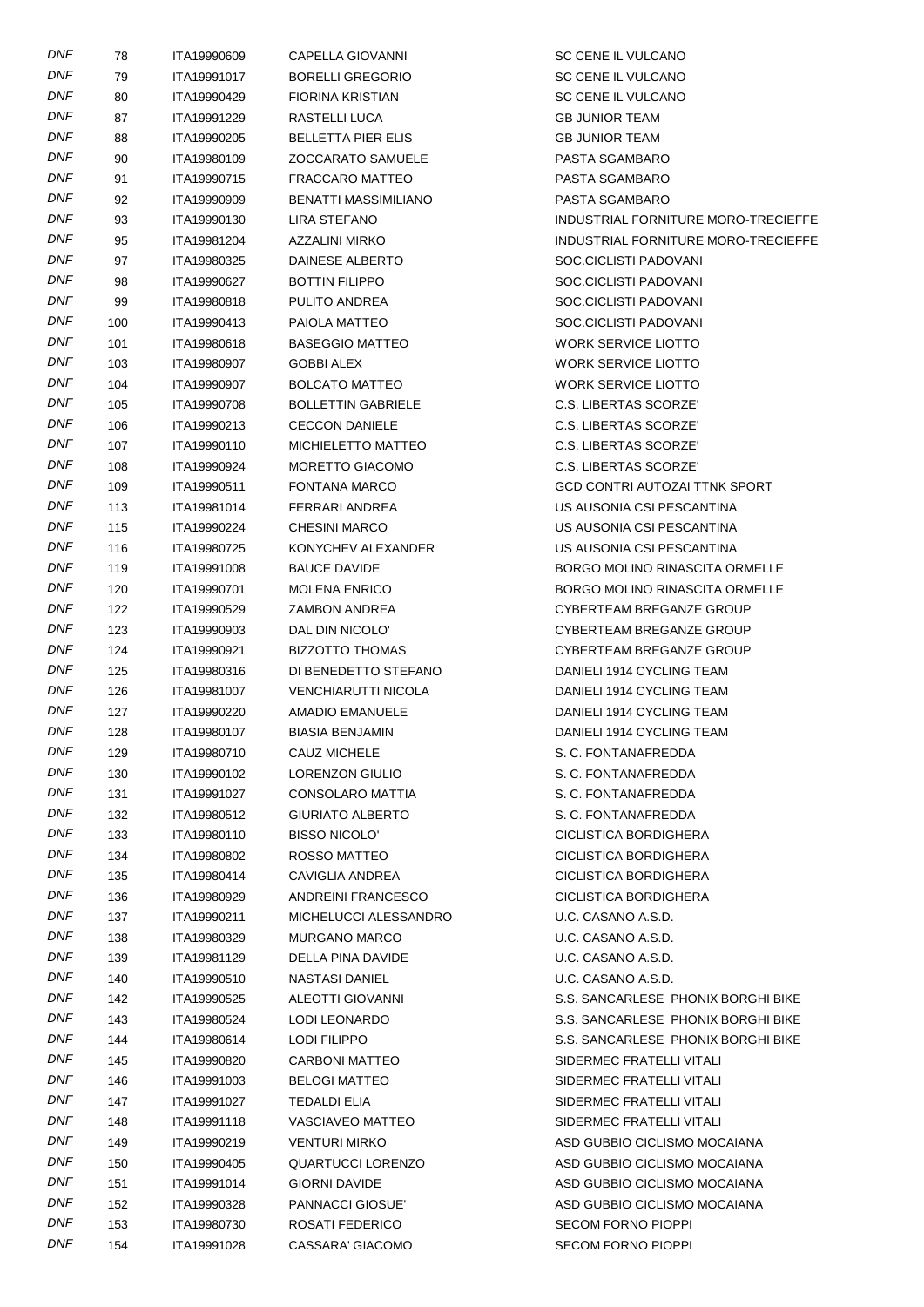| | | | | |
|---|---|---|---|---|
| DNF | 78 | ITA19990609 | CAPELLA GIOVANNI | SC CENE IL VULCANO |
| DNF | 79 | ITA19991017 | BORELLI GREGORIO | SC CENE IL VULCANO |
| DNF | 80 | ITA19990429 | FIORINA KRISTIAN | SC CENE IL VULCANO |
| DNF | 87 | ITA19991229 | RASTELLI LUCA | GB JUNIOR TEAM |
| DNF | 88 | ITA19990205 | BELLETTA PIER ELIS | GB JUNIOR TEAM |
| DNF | 90 | ITA19980109 | ZOCCARATO SAMUELE | PASTA SGAMBARO |
| DNF | 91 | ITA19990715 | FRACCARO MATTEO | PASTA SGAMBARO |
| DNF | 92 | ITA19990909 | BENATTI MASSIMILIANO | PASTA SGAMBARO |
| DNF | 93 | ITA19990130 | LIRA STEFANO | INDUSTRIAL FORNITURE MORO-TRECIEFFE |
| DNF | 95 | ITA19981204 | AZZALINI MIRKO | INDUSTRIAL FORNITURE MORO-TRECIEFFE |
| DNF | 97 | ITA19980325 | DAINESE ALBERTO | SOC.CICLISTI PADOVANI |
| DNF | 98 | ITA19990627 | BOTTIN FILIPPO | SOC.CICLISTI PADOVANI |
| DNF | 99 | ITA19980818 | PULITO ANDREA | SOC.CICLISTI PADOVANI |
| DNF | 100 | ITA19990413 | PAIOLA MATTEO | SOC.CICLISTI PADOVANI |
| DNF | 101 | ITA19980618 | BASEGGIO MATTEO | WORK SERVICE LIOTTO |
| DNF | 103 | ITA19980907 | GOBBI ALEX | WORK SERVICE LIOTTO |
| DNF | 104 | ITA19990907 | BOLCATO MATTEO | WORK SERVICE LIOTTO |
| DNF | 105 | ITA19990708 | BOLLETTIN GABRIELE | C.S. LIBERTAS SCORZE' |
| DNF | 106 | ITA19990213 | CECCON DANIELE | C.S. LIBERTAS SCORZE' |
| DNF | 107 | ITA19990110 | MICHIELETTO MATTEO | C.S. LIBERTAS SCORZE' |
| DNF | 108 | ITA19990924 | MORETTO GIACOMO | C.S. LIBERTAS SCORZE' |
| DNF | 109 | ITA19990511 | FONTANA MARCO | GCD CONTRI AUTOZAI TTNK SPORT |
| DNF | 113 | ITA19981014 | FERRARI ANDREA | US AUSONIA CSI PESCANTINA |
| DNF | 115 | ITA19990224 | CHESINI MARCO | US AUSONIA CSI PESCANTINA |
| DNF | 116 | ITA19980725 | KONYCHEV ALEXANDER | US AUSONIA CSI PESCANTINA |
| DNF | 119 | ITA19991008 | BAUCE DAVIDE | BORGO MOLINO RINASCITA ORMELLE |
| DNF | 120 | ITA19990701 | MOLENA ENRICO | BORGO MOLINO RINASCITA ORMELLE |
| DNF | 122 | ITA19990529 | ZAMBON ANDREA | CYBERTEAM BREGANZE GROUP |
| DNF | 123 | ITA19990903 | DAL DIN NICOLO' | CYBERTEAM BREGANZE GROUP |
| DNF | 124 | ITA19990921 | BIZZOTTO THOMAS | CYBERTEAM BREGANZE GROUP |
| DNF | 125 | ITA19980316 | DI BENEDETTO STEFANO | DANIELI 1914 CYCLING TEAM |
| DNF | 126 | ITA19981007 | VENCHIARUTTI NICOLA | DANIELI 1914 CYCLING TEAM |
| DNF | 127 | ITA19990220 | AMADIO EMANUELE | DANIELI 1914 CYCLING TEAM |
| DNF | 128 | ITA19980107 | BIASIA BENJAMIN | DANIELI 1914 CYCLING TEAM |
| DNF | 129 | ITA19980710 | CAUZ MICHELE | S. C. FONTANAFREDDA |
| DNF | 130 | ITA19990102 | LORENZON GIULIO | S. C. FONTANAFREDDA |
| DNF | 131 | ITA19991027 | CONSOLARO MATTIA | S. C. FONTANAFREDDA |
| DNF | 132 | ITA19980512 | GIURIATO ALBERTO | S. C. FONTANAFREDDA |
| DNF | 133 | ITA19980110 | BISSO NICOLO' | CICLISTICA BORDIGHERA |
| DNF | 134 | ITA19980802 | ROSSO MATTEO | CICLISTICA BORDIGHERA |
| DNF | 135 | ITA19980414 | CAVIGLIA ANDREA | CICLISTICA BORDIGHERA |
| DNF | 136 | ITA19980929 | ANDREINI FRANCESCO | CICLISTICA BORDIGHERA |
| DNF | 137 | ITA19990211 | MICHELUCCI ALESSANDRO | U.C. CASANO A.S.D. |
| DNF | 138 | ITA19980329 | MURGANO MARCO | U.C. CASANO A.S.D. |
| DNF | 139 | ITA19981129 | DELLA PINA DAVIDE | U.C. CASANO A.S.D. |
| DNF | 140 | ITA19990510 | NASTASI DANIEL | U.C. CASANO A.S.D. |
| DNF | 142 | ITA19990525 | ALEOTTI GIOVANNI | S.S. SANCARLESE PHONIX BORGHI BIKE |
| DNF | 143 | ITA19980524 | LODI LEONARDO | S.S. SANCARLESE PHONIX BORGHI BIKE |
| DNF | 144 | ITA19980614 | LODI FILIPPO | S.S. SANCARLESE PHONIX BORGHI BIKE |
| DNF | 145 | ITA19990820 | CARBONI MATTEO | SIDERMEC FRATELLI VITALI |
| DNF | 146 | ITA19991003 | BELOGI MATTEO | SIDERMEC FRATELLI VITALI |
| DNF | 147 | ITA19991027 | TEDALDI ELIA | SIDERMEC FRATELLI VITALI |
| DNF | 148 | ITA19991118 | VASCIAVEO MATTEO | SIDERMEC FRATELLI VITALI |
| DNF | 149 | ITA19990219 | VENTURI MIRKO | ASD GUBBIO CICLISMO MOCAIANA |
| DNF | 150 | ITA19990405 | QUARTUCCI LORENZO | ASD GUBBIO CICLISMO MOCAIANA |
| DNF | 151 | ITA19991014 | GIORNI DAVIDE | ASD GUBBIO CICLISMO MOCAIANA |
| DNF | 152 | ITA19990328 | PANNACCI GIOSUE' | ASD GUBBIO CICLISMO MOCAIANA |
| DNF | 153 | ITA19980730 | ROSATI FEDERICO | SECOM FORNO PIOPPI |
| DNF | 154 | ITA19991028 | CASSARA' GIACOMO | SECOM FORNO PIOPPI |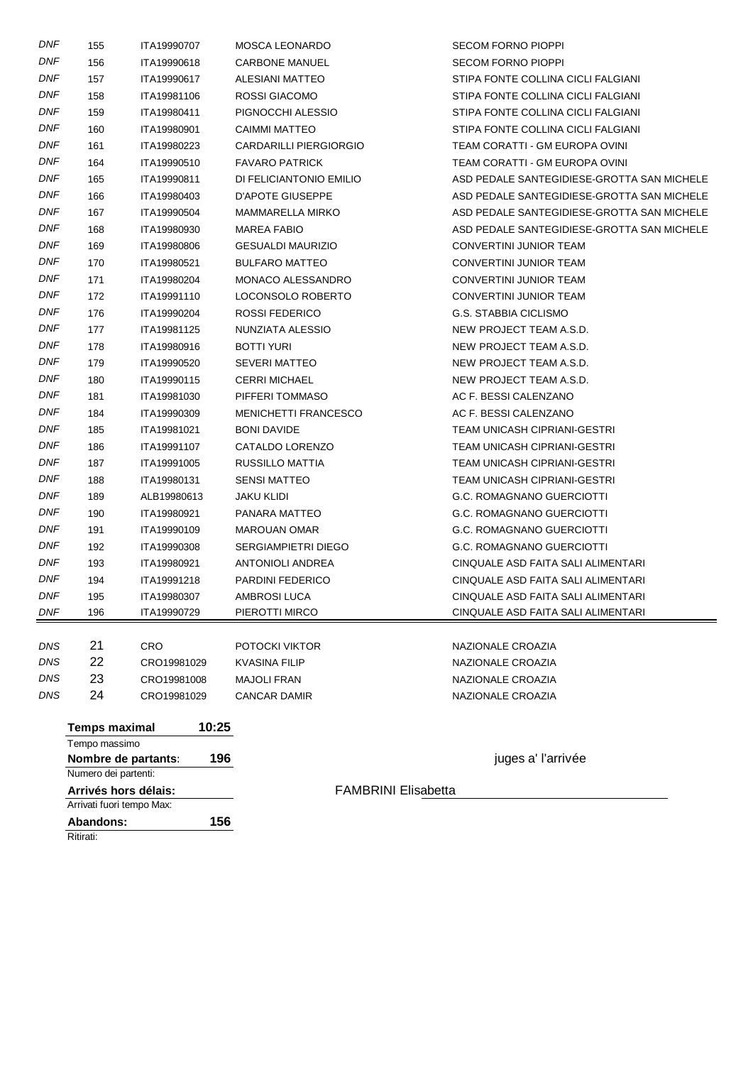| | | | | |
|---|---|---|---|---|
| DNF | 155 | ITA19990707 | MOSCA LEONARDO | SECOM FORNO PIOPPI |
| DNF | 156 | ITA19990618 | CARBONE MANUEL | SECOM FORNO PIOPPI |
| DNF | 157 | ITA19990617 | ALESIANI MATTEO | STIPA FONTE COLLINA CICLI FALGIANI |
| DNF | 158 | ITA19981106 | ROSSI GIACOMO | STIPA FONTE COLLINA CICLI FALGIANI |
| DNF | 159 | ITA19980411 | PIGNOCCHI ALESSIO | STIPA FONTE COLLINA CICLI FALGIANI |
| DNF | 160 | ITA19980901 | CAIMMI MATTEO | STIPA FONTE COLLINA CICLI FALGIANI |
| DNF | 161 | ITA19980223 | CARDARILLI PIERGIORGIO | TEAM CORATTI - GM EUROPA OVINI |
| DNF | 164 | ITA19990510 | FAVARO PATRICK | TEAM CORATTI - GM EUROPA OVINI |
| DNF | 165 | ITA19990811 | DI FELICIANTONIO EMILIO | ASD PEDALE SANTEGIDIESE-GROTTA SAN MICHELE |
| DNF | 166 | ITA19980403 | D'APOTE GIUSEPPE | ASD PEDALE SANTEGIDIESE-GROTTA SAN MICHELE |
| DNF | 167 | ITA19990504 | MAMMARELLA MIRKO | ASD PEDALE SANTEGIDIESE-GROTTA SAN MICHELE |
| DNF | 168 | ITA19980930 | MAREA FABIO | ASD PEDALE SANTEGIDIESE-GROTTA SAN MICHELE |
| DNF | 169 | ITA19980806 | GESUALDI MAURIZIO | CONVERTINI JUNIOR TEAM |
| DNF | 170 | ITA19980521 | BULFARO MATTEO | CONVERTINI JUNIOR TEAM |
| DNF | 171 | ITA19980204 | MONACO ALESSANDRO | CONVERTINI JUNIOR TEAM |
| DNF | 172 | ITA19991110 | LOCONSOLO ROBERTO | CONVERTINI JUNIOR TEAM |
| DNF | 176 | ITA19990204 | ROSSI FEDERICO | G.S. STABBIA CICLISMO |
| DNF | 177 | ITA19981125 | NUNZIATA ALESSIO | NEW PROJECT TEAM A.S.D. |
| DNF | 178 | ITA19980916 | BOTTI YURI | NEW PROJECT TEAM A.S.D. |
| DNF | 179 | ITA19990520 | SEVERI MATTEO | NEW PROJECT TEAM A.S.D. |
| DNF | 180 | ITA19990115 | CERRI MICHAEL | NEW PROJECT TEAM A.S.D. |
| DNF | 181 | ITA19981030 | PIFFERI TOMMASO | AC F. BESSI CALENZANO |
| DNF | 184 | ITA19990309 | MENICHETTI FRANCESCO | AC F. BESSI CALENZANO |
| DNF | 185 | ITA19981021 | BONI DAVIDE | TEAM UNICASH CIPRIANI-GESTRI |
| DNF | 186 | ITA19991107 | CATALDO LORENZO | TEAM UNICASH CIPRIANI-GESTRI |
| DNF | 187 | ITA19991005 | RUSSILLO MATTIA | TEAM UNICASH CIPRIANI-GESTRI |
| DNF | 188 | ITA19980131 | SENSI MATTEO | TEAM UNICASH CIPRIANI-GESTRI |
| DNF | 189 | ALB19980613 | JAKU KLIDI | G.C. ROMAGNANO GUERCIOTTI |
| DNF | 190 | ITA19980921 | PANARA MATTEO | G.C. ROMAGNANO GUERCIOTTI |
| DNF | 191 | ITA19990109 | MAROUAN OMAR | G.C. ROMAGNANO GUERCIOTTI |
| DNF | 192 | ITA19990308 | SERGIAMPIETRI DIEGO | G.C. ROMAGNANO GUERCIOTTI |
| DNF | 193 | ITA19980921 | ANTONIOLI ANDREA | CINQUALE ASD FAITA SALI ALIMENTARI |
| DNF | 194 | ITA19991218 | PARDINI FEDERICO | CINQUALE ASD FAITA SALI ALIMENTARI |
| DNF | 195 | ITA19980307 | AMBROSI LUCA | CINQUALE ASD FAITA SALI ALIMENTARI |
| DNF | 196 | ITA19990729 | PIEROTTI MIRCO | CINQUALE ASD FAITA SALI ALIMENTARI |

| | | | | |
|---|---|---|---|---|
| DNS | 21 | CRO | POTOCKI VIKTOR | NAZIONALE CROAZIA |
| DNS | 22 | CRO19981029 | KVASINA FILIP | NAZIONALE CROAZIA |
| DNS | 23 | CRO19981008 | MAJOLI FRAN | NAZIONALE CROAZIA |
| DNS | 24 | CRO19981029 | CANCAR DAMIR | NAZIONALE CROAZIA |

**Temps maximal** **10:25**
Tempo massimo

**Nombre de partants**: **196**
Numero dei partenti:

**Arrivés hors délais:**
Arrivati fuori tempo Max:

**Abandons:** **156**
Ritirati:

juges a' l'arrivée

FAMBRINI Elisabetta